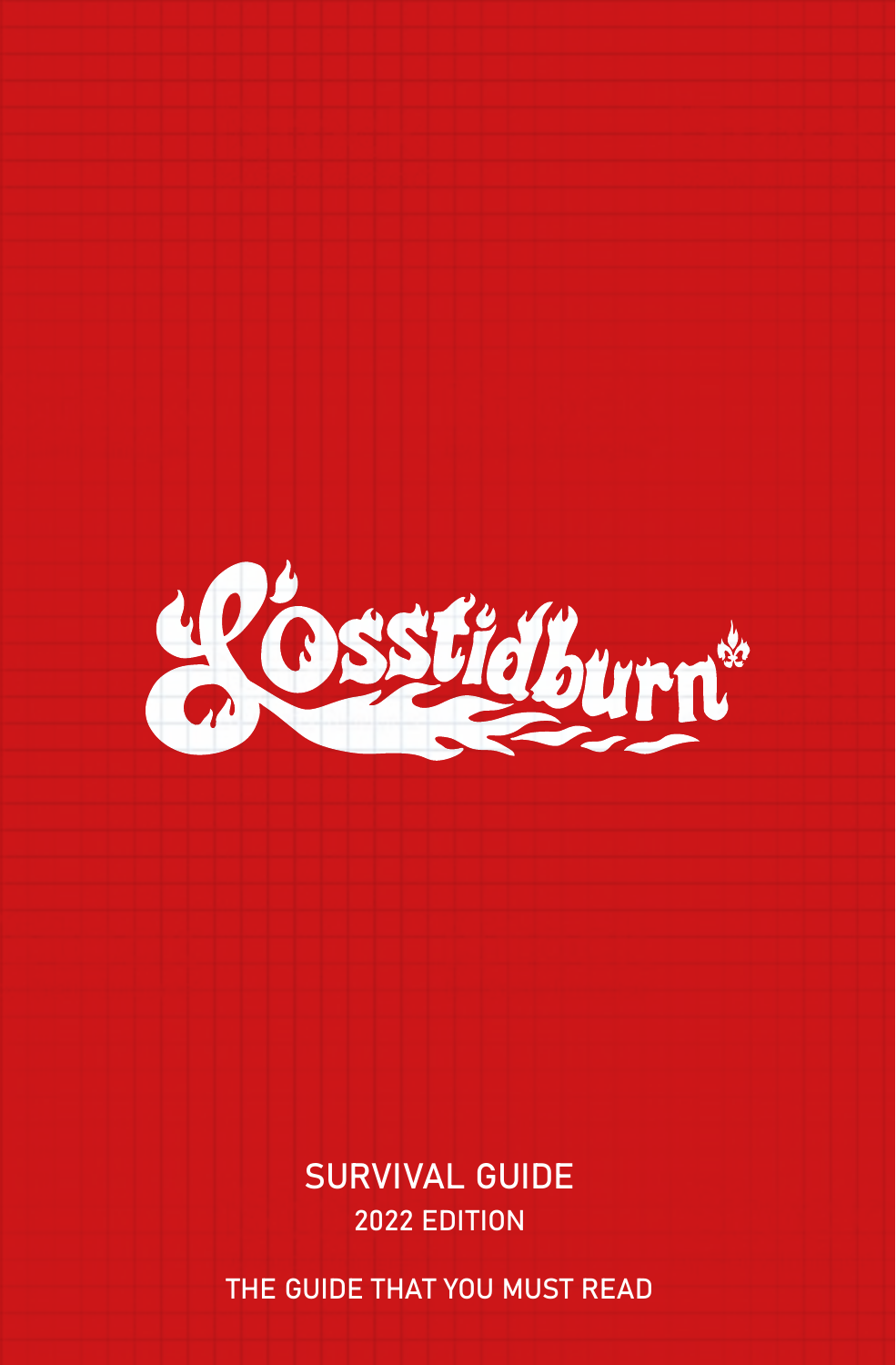# Lösstidburn

## SURVIVAL GUIDE

### 2022 EDITION

THE GUIDE THAT YOU MUST READ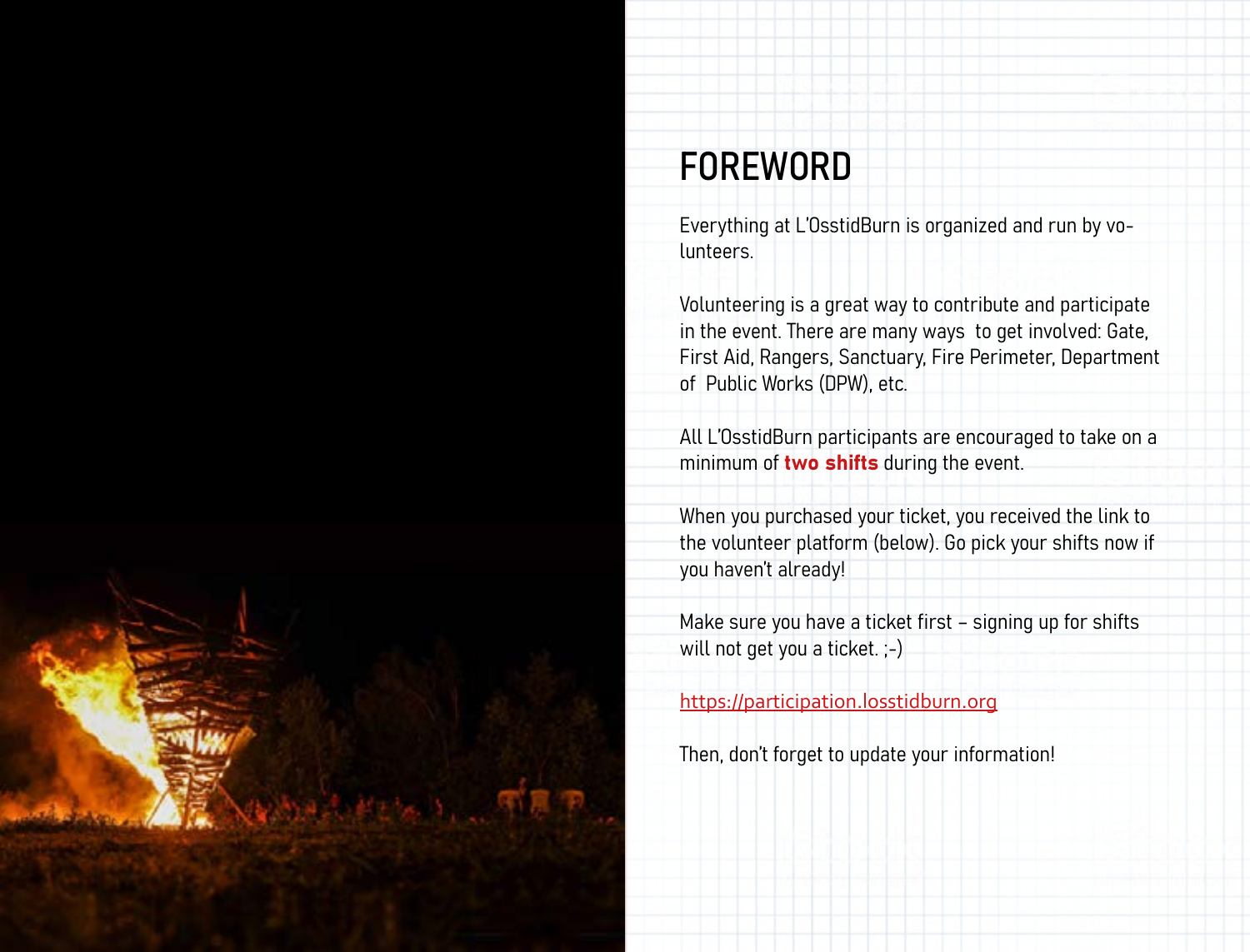# FOREWORD

Everything at L'OsstidBurn is organized and run by volunteers.

Volunteering is a great way to contribute and participate in the event. There are many ways to get involved: Gate, First Aid, Rangers, Sanctuary, Fire Perimeter, Department of Public Works (DPW), etc.

All L'OsstidBurn participants are encouraged to take on a minimum of **two shifts** during the event.

When you purchased your ticket, you received the link to the volunteer platform (below). Go pick your shifts now if you haven't already!

Make sure you have a ticket first – signing up for shifts will not get you a ticket. ;-)

https://participation.losstidburn.org

Then, don't forget to update your information!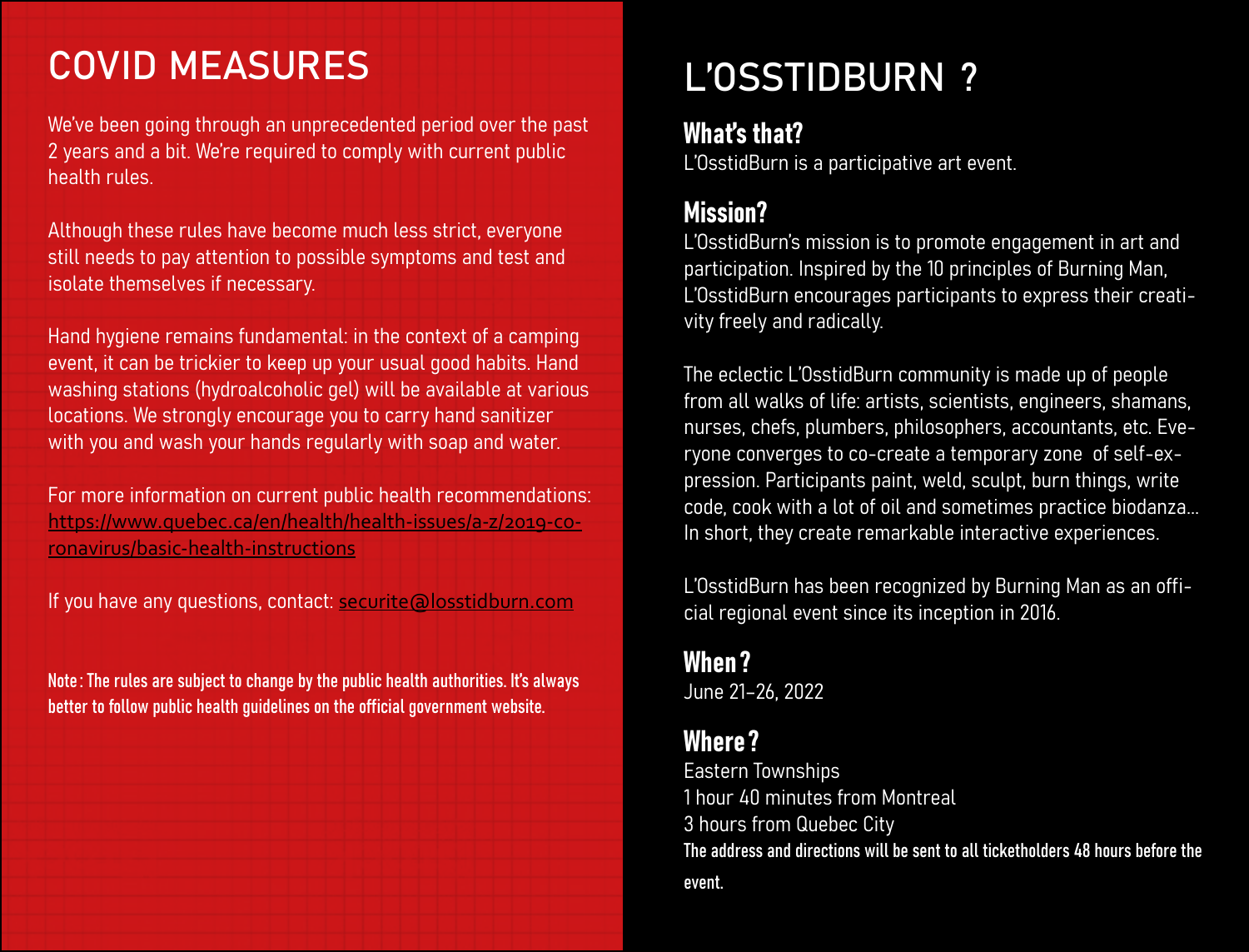# COVID MEASURES

We've been going through an unprecedented period over the past 2 years and a bit. We're required to comply with current public health rules.

Although these rules have become much less strict, everyone still needs to pay attention to possible symptoms and test and isolate themselves if necessary.

Hand hygiene remains fundamental: in the context of a camping event, it can be trickier to keep up your usual good habits. Hand washing stations (hydroalcoholic gel) will be available at various locations. We strongly encourage you to carry hand sanitizer with you and wash your hands regularly with soap and water.

For more information on current public health recommendations: [https://www.quebec.ca/en/health/health-issues/a-z/2019-coronavirus/basic-health-instructions](https://www.quebec.ca/en/health/health-issues/a-z/2019-coronavirus/basic-health-instructions)

If you have any questions, contact: securite@losstidburn.com

**Note : The rules are subject to change by the public health authorities. It's always better to follow public health guidelines on the official government website.**

# L'OSSTIDBURN ?

## What's that?

L'OsstidBurn is a participative art event.

## Mission?

L'OsstidBurn's mission is to promote engagement in art and participation. Inspired by the 10 principles of Burning Man, L'OsstidBurn encourages participants to express their creativity freely and radically.

The eclectic L'OsstidBurn community is made up of people from all walks of life: artists, scientists, engineers, shamans, nurses, chefs, plumbers, philosophers, accountants, etc. Everyone converges to co-create a temporary zone of self-expression. Participants paint, weld, sculpt, burn things, write code, cook with a lot of oil and sometimes practice biodanza... In short, they create remarkable interactive experiences.

L'OsstidBurn has been recognized by Burning Man as an official regional event since its inception in 2016.

## When ?

June 21–26, 2022

## Where ?

Eastern Townships
1 hour 40 minutes from Montreal
3 hours from Quebec City
**The address and directions will be sent to all ticketholders 48 hours before the event.**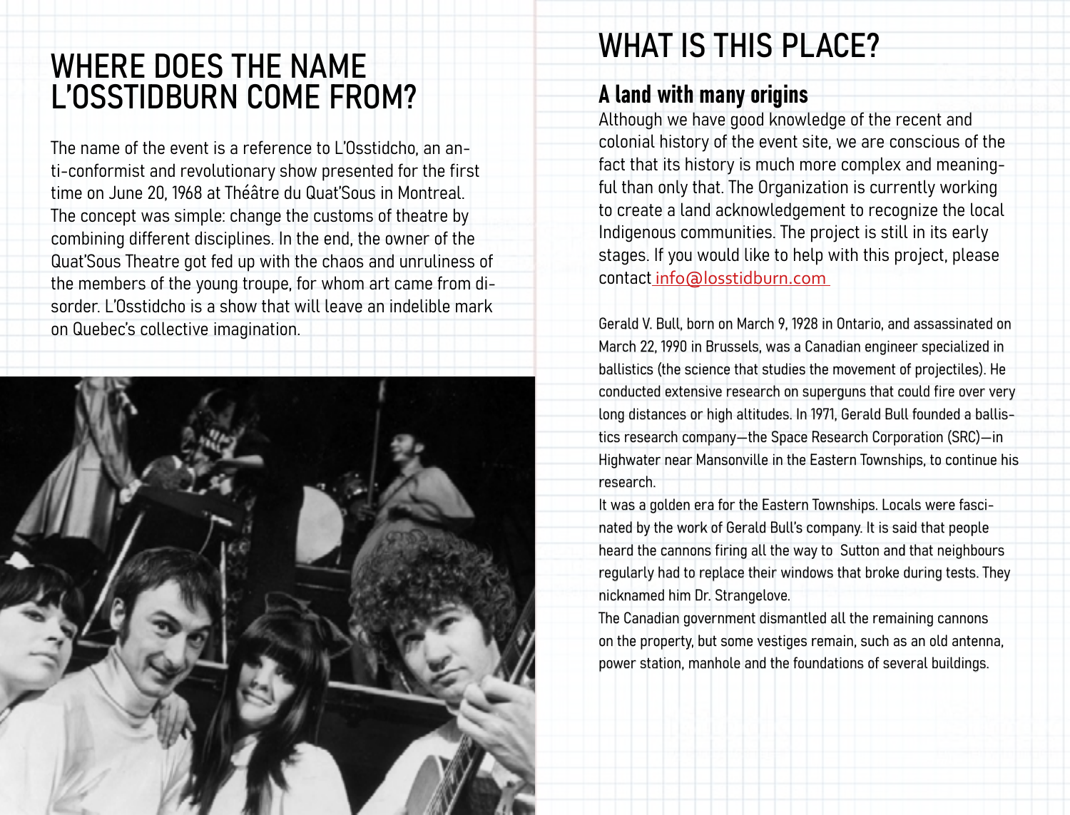## WHERE DOES THE NAME L'OSSTIDBURN COME FROM?

The name of the event is a reference to L'Osstidcho, an anti-conformist and revolutionary show presented for the first time on June 20, 1968 at Théâtre du Quat'Sous in Montreal. The concept was simple: change the customs of theatre by combining different disciplines. In the end, the owner of the Quat'Sous Theatre got fed up with the chaos and unruliness of the members of the young troupe, for whom art came from disorder. L'Osstidcho is a show that will leave an indelible mark on Quebec's collective imagination.

## WHAT IS THIS PLACE?

### A land with many origins

Although we have good knowledge of the recent and colonial history of the event site, we are conscious of the fact that its history is much more complex and meaningful than only that. The Organization is currently working to create a land acknowledgement to recognize the local Indigenous communities. The project is still in its early stages. If you would like to help with this project, please contact info@losstidburn.com

Gerald V. Bull, born on March 9, 1928 in Ontario, and assassinated on March 22, 1990 in Brussels, was a Canadian engineer specialized in ballistics (the science that studies the movement of projectiles). He conducted extensive research on superguns that could fire over very long distances or high altitudes. In 1971, Gerald Bull founded a ballistics research company—the Space Research Corporation (SRC)—in Highwater near Mansonville in the Eastern Townships, to continue his research.

It was a golden era for the Eastern Townships. Locals were fascinated by the work of Gerald Bull's company. It is said that people heard the cannons firing all the way to Sutton and that neighbours regularly had to replace their windows that broke during tests. They nicknamed him Dr. Strangelove.

The Canadian government dismantled all the remaining cannons on the property, but some vestiges remain, such as an old antenna, power station, manhole and the foundations of several buildings.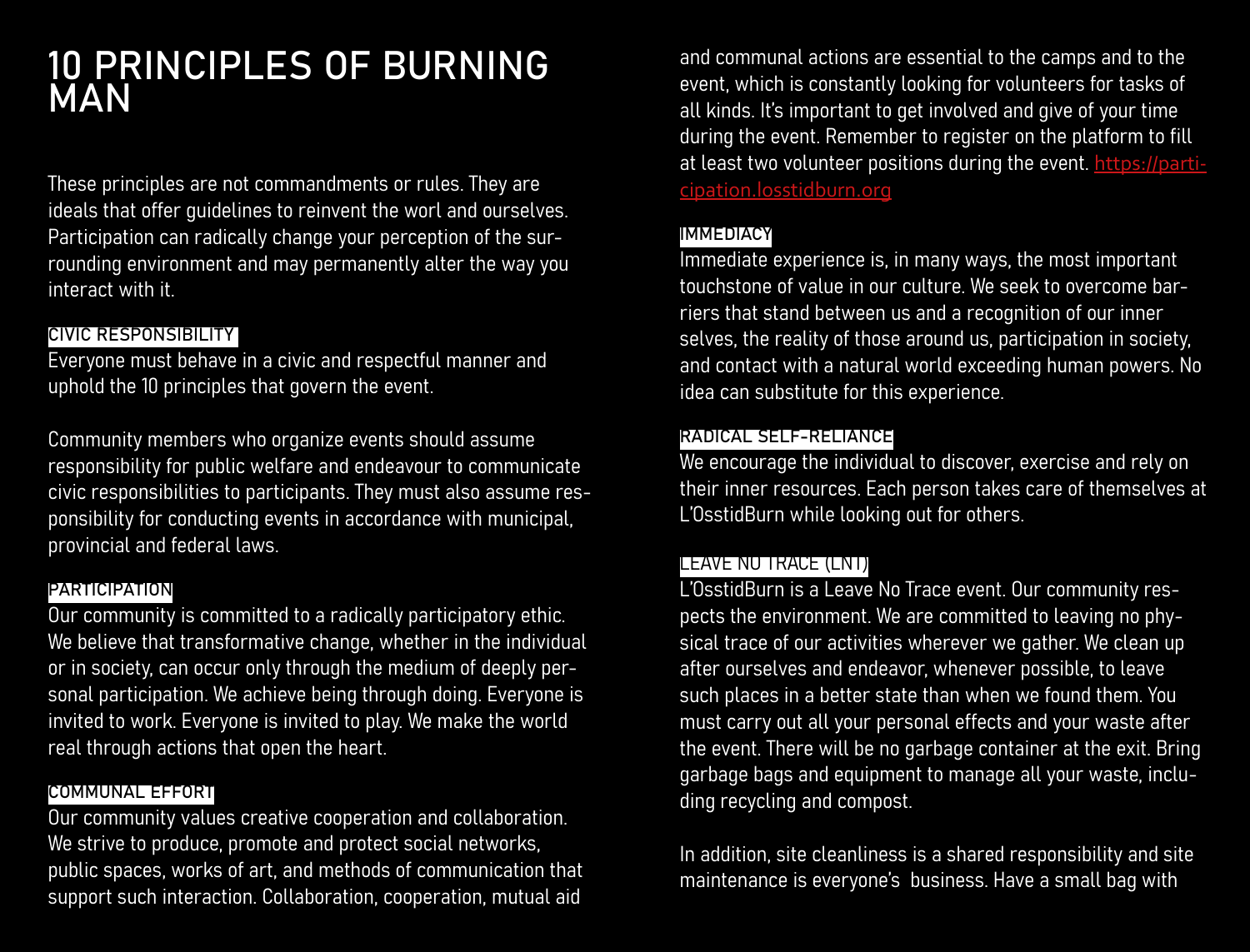# 10 PRINCIPLES OF BURNING MAN

These principles are not commandments or rules. They are ideals that offer guidelines to reinvent the worl and ourselves. Participation can radically change your perception of the surrounding environment and may permanently alter the way you interact with it.

### CIVIC RESPONSIBILITY

Everyone must behave in a civic and respectful manner and uphold the 10 principles that govern the event.

Community members who organize events should assume responsibility for public welfare and endeavour to communicate civic responsibilities to participants. They must also assume responsibility for conducting events in accordance with municipal, provincial and federal laws.

### PARTICIPATION

Our community is committed to a radically participatory ethic. We believe that transformative change, whether in the individual or in society, can occur only through the medium of deeply personal participation. We achieve being through doing. Everyone is invited to work. Everyone is invited to play. We make the world real through actions that open the heart.

### COMMUNAL EFFORT

Our community values creative cooperation and collaboration. We strive to produce, promote and protect social networks, public spaces, works of art, and methods of communication that support such interaction. Collaboration, cooperation, mutual aid and communal actions are essential to the camps and to the event, which is constantly looking for volunteers for tasks of all kinds. It's important to get involved and give of your time during the event. Remember to register on the platform to fill at least two volunteer positions during the event. [https://participation.losstidburn.org](https://participation.losstidburn.org)

### IMMEDIACY

Immediate experience is, in many ways, the most important touchstone of value in our culture. We seek to overcome barriers that stand between us and a recognition of our inner selves, the reality of those around us, participation in society, and contact with a natural world exceeding human powers. No idea can substitute for this experience.

### RADICAL SELF-RELIANCE

We encourage the individual to discover, exercise and rely on their inner resources. Each person takes care of themselves at L'OsstidBurn while looking out for others.

### LEAVE NO TRACE (LNT)

L'OsstidBurn is a Leave No Trace event. Our community respects the environment. We are committed to leaving no physical trace of our activities wherever we gather. We clean up after ourselves and endeavor, whenever possible, to leave such places in a better state than when we found them. You must carry out all your personal effects and your waste after the event. There will be no garbage container at the exit. Bring garbage bags and equipment to manage all your waste, including recycling and compost.

In addition, site cleanliness is a shared responsibility and site maintenance is everyone's business. Have a small bag with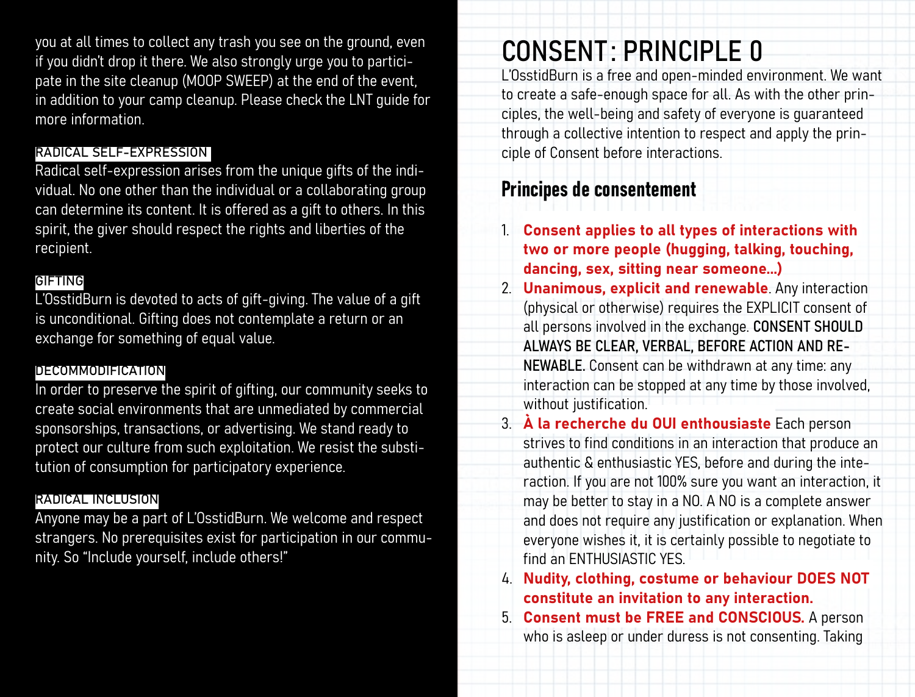you at all times to collect any trash you see on the ground, even if you didn't drop it there. We also strongly urge you to participate in the site cleanup (MOOP SWEEP) at the end of the event, in addition to your camp cleanup. Please check the LNT guide for more information.

### RADICAL SELF-EXPRESSION

Radical self-expression arises from the unique gifts of the individual. No one other than the individual or a collaborating group can determine its content. It is offered as a gift to others. In this spirit, the giver should respect the rights and liberties of the recipient.

### GIFTING

L'OsstidBurn is devoted to acts of gift-giving. The value of a gift is unconditional. Gifting does not contemplate a return or an exchange for something of equal value.

### DECOMMODIFICATION

In order to preserve the spirit of gifting, our community seeks to create social environments that are unmediated by commercial sponsorships, transactions, or advertising. We stand ready to protect our culture from such exploitation. We resist the substitution of consumption for participatory experience.

### RADICAL INCLUSION

Anyone may be a part of L'OsstidBurn. We welcome and respect strangers. No prerequisites exist for participation in our community. So "Include yourself, include others!"

# CONSENT: PRINCIPLE 0

L'OsstidBurn is a free and open-minded environment. We want to create a safe-enough space for all. As with the other principles, the well-being and safety of everyone is guaranteed through a collective intention to respect and apply the principle of Consent before interactions.

## Principes de consentement

1. **Consent applies to all types of interactions with two or more people (hugging, talking, touching, dancing, sex, sitting near someone...)**
2. **Unanimous, explicit and renewable**. Any interaction (physical or otherwise) requires the EXPLICIT consent of all persons involved in the exchange. CONSENT SHOULD ALWAYS BE CLEAR, VERBAL, BEFORE ACTION AND RENEWABLE. Consent can be withdrawn at any time: any interaction can be stopped at any time by those involved, without justification.
3. **À la recherche du OUI enthousiaste** Each person strives to find conditions in an interaction that produce an authentic & enthusiastic YES, before and during the interaction. If you are not 100% sure you want an interaction, it may be better to stay in a NO. A NO is a complete answer and does not require any justification or explanation. When everyone wishes it, it is certainly possible to negotiate to find an ENTHUSIASTIC YES.
4. **Nudity, clothing, costume or behaviour DOES NOT constitute an invitation to any interaction.**
5. **Consent must be FREE and CONSCIOUS.** A person who is asleep or under duress is not consenting. Taking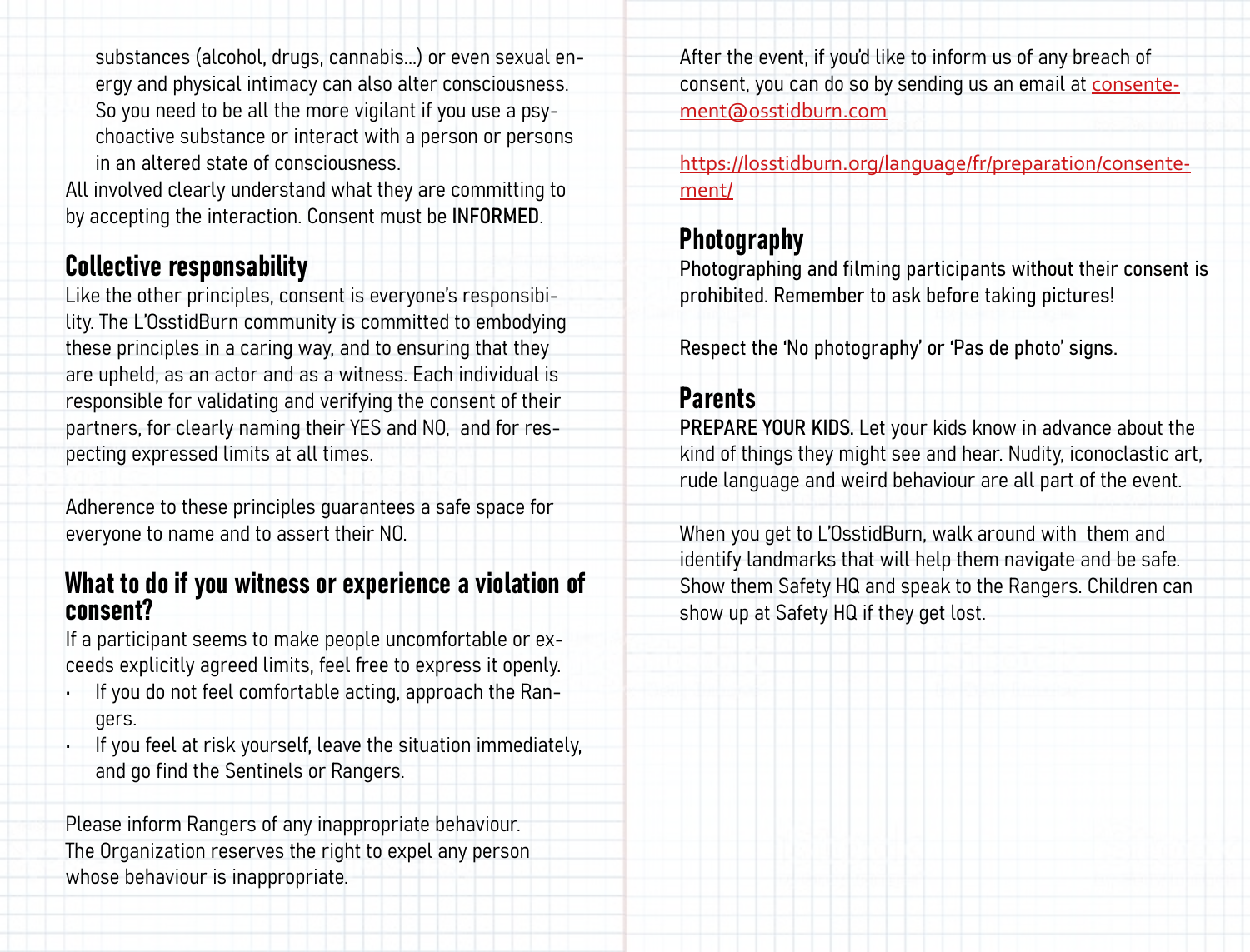substances (alcohol, drugs, cannabis...) or even sexual energy and physical intimacy can also alter consciousness. So you need to be all the more vigilant if you use a psychoactive substance or interact with a person or persons in an altered state of consciousness.

All involved clearly understand what they are committing to by accepting the interaction. Consent must be INFORMED.

## Collective responsability

Like the other principles, consent is everyone's responsibility. The L'OsstidBurn community is committed to embodying these principles in a caring way, and to ensuring that they are upheld, as an actor and as a witness. Each individual is responsible for validating and verifying the consent of their partners, for clearly naming their YES and NO, and for respecting expressed limits at all times.

Adherence to these principles guarantees a safe space for everyone to name and to assert their NO.

## What to do if you witness or experience a violation of consent?

If a participant seems to make people uncomfortable or exceeds explicitly agreed limits, feel free to express it openly.

- If you do not feel comfortable acting, approach the Rangers.
- If you feel at risk yourself, leave the situation immediately, and go find the Sentinels or Rangers.

Please inform Rangers of any inappropriate behaviour. The Organization reserves the right to expel any person whose behaviour is inappropriate.

After the event, if you'd like to inform us of any breach of consent, you can do so by sending us an email at consentement@osstidburn.com

https://losstidburn.org/language/fr/preparation/consentement/

## Photography

Photographing and filming participants without their consent is prohibited. Remember to ask before taking pictures!

Respect the 'No photography' or 'Pas de photo' signs.

## Parents

PREPARE YOUR KIDS. Let your kids know in advance about the kind of things they might see and hear. Nudity, iconoclastic art, rude language and weird behaviour are all part of the event.

When you get to L'OsstidBurn, walk around with them and identify landmarks that will help them navigate and be safe. Show them Safety HQ and speak to the Rangers. Children can show up at Safety HQ if they get lost.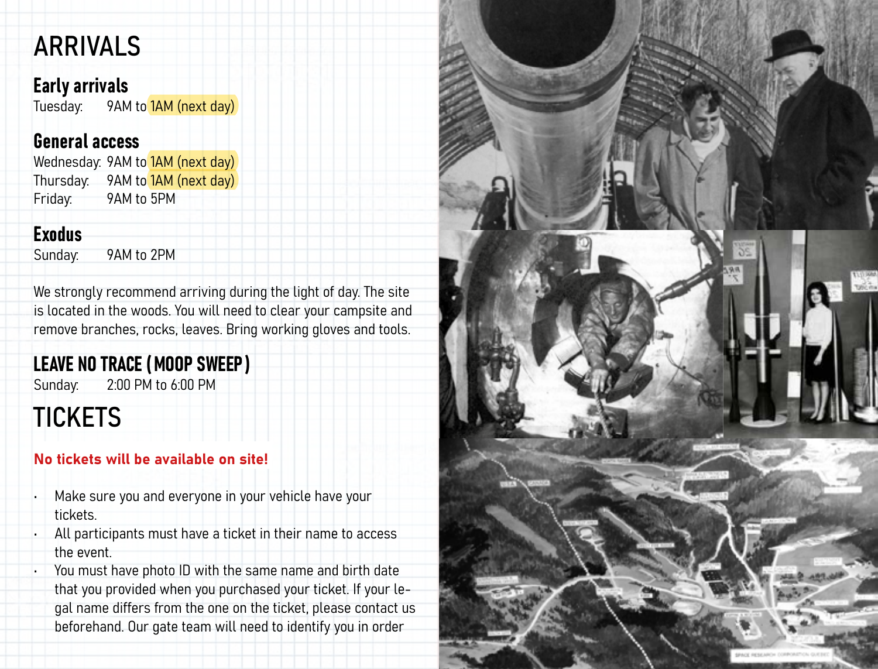# ARRIVALS

## Early arrivals

Tuesday: 9AM to 1AM (next day)

## General access

Wednesday: 9AM to 1AM (next day)
Thursday: 9AM to 1AM (next day)
Friday: 9AM to 5PM

## Exodus

Sunday: 9AM to 2PM

We strongly recommend arriving during the light of day. The site is located in the woods. You will need to clear your campsite and remove branches, rocks, leaves. Bring working gloves and tools.

## LEAVE NO TRACE ( MOOP SWEEP )

Sunday: 2:00 PM to 6:00 PM

# TICKETS

**No tickets will be available on site!**

- Make sure you and everyone in your vehicle have your tickets.
- All participants must have a ticket in their name to access the event.
- You must have photo ID with the same name and birth date that you provided when you purchased your ticket. If your legal name differs from the one on the ticket, please contact us beforehand. Our gate team will need to identify you in order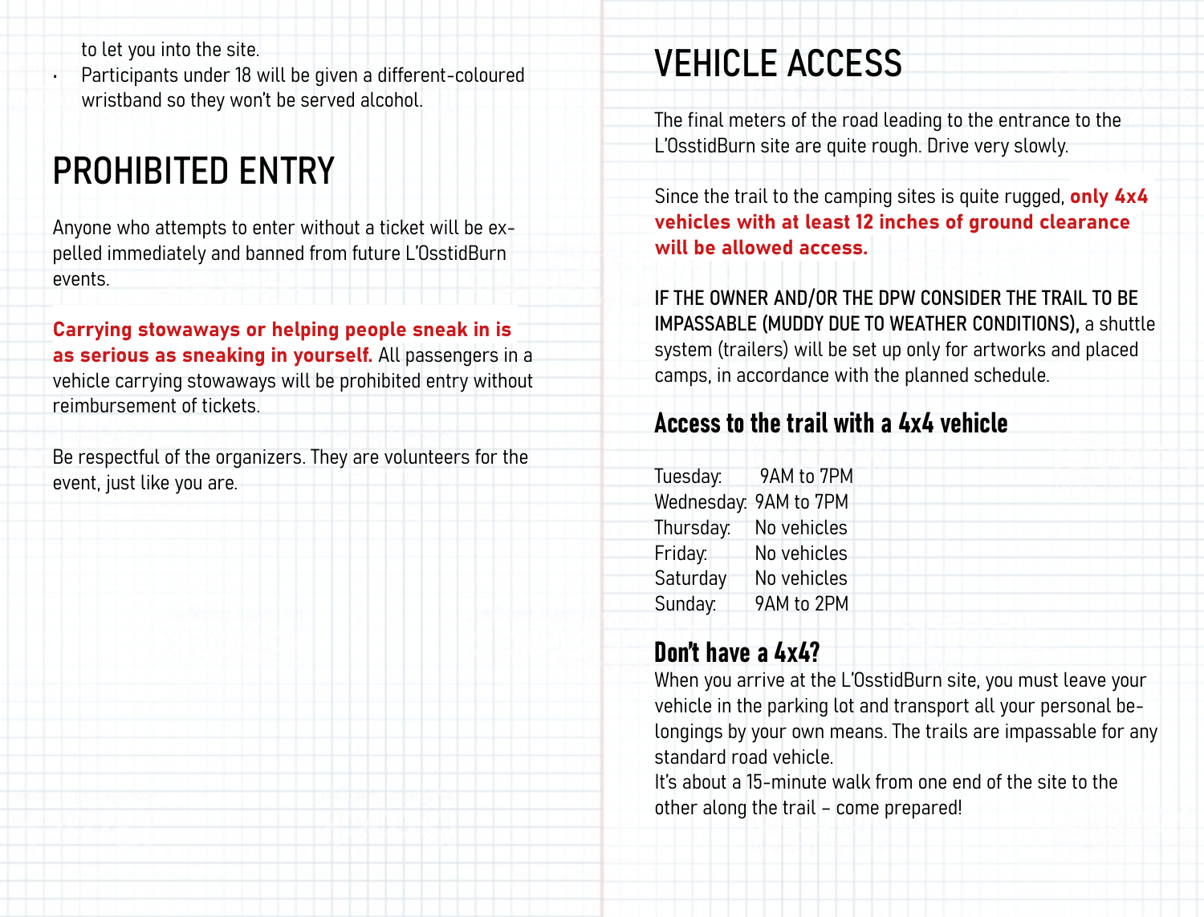to let you into the site.

- Participants under 18 will be given a different-coloured wristband so they won't be served alcohol.

# PROHIBITED ENTRY

Anyone who attempts to enter without a ticket will be expelled immediately and banned from future L'OsstidBurn events.

**Carrying stowaways or helping people sneak in is as serious as sneaking in yourself.** All passengers in a vehicle carrying stowaways will be prohibited entry without reimbursement of tickets.

Be respectful of the organizers. They are volunteers for the event, just like you are.

# VEHICLE ACCESS

The final meters of the road leading to the entrance to the L'OsstidBurn site are quite rough. Drive very slowly.

Since the trail to the camping sites is quite rugged, **only 4x4 vehicles with at least 12 inches of ground clearance will be allowed access.**

IF THE OWNER AND/OR THE DPW CONSIDER THE TRAIL TO BE IMPASSABLE (MUDDY DUE TO WEATHER CONDITIONS), a shuttle system (trailers) will be set up only for artworks and placed camps, in accordance with the planned schedule.

## Access to the trail with a 4x4 vehicle

| Day | Hours |
|---|---|
| Tuesday: | 9AM to 7PM |
| Wednesday: | 9AM to 7PM |
| Thursday: | No vehicles |
| Friday: | No vehicles |
| Saturday | No vehicles |
| Sunday: | 9AM to 2PM |

## Don't have a 4x4?

When you arrive at the L'OsstidBurn site, you must leave your vehicle in the parking lot and transport all your personal belongings by your own means. The trails are impassable for any standard road vehicle.

It's about a 15-minute walk from one end of the site to the other along the trail – come prepared!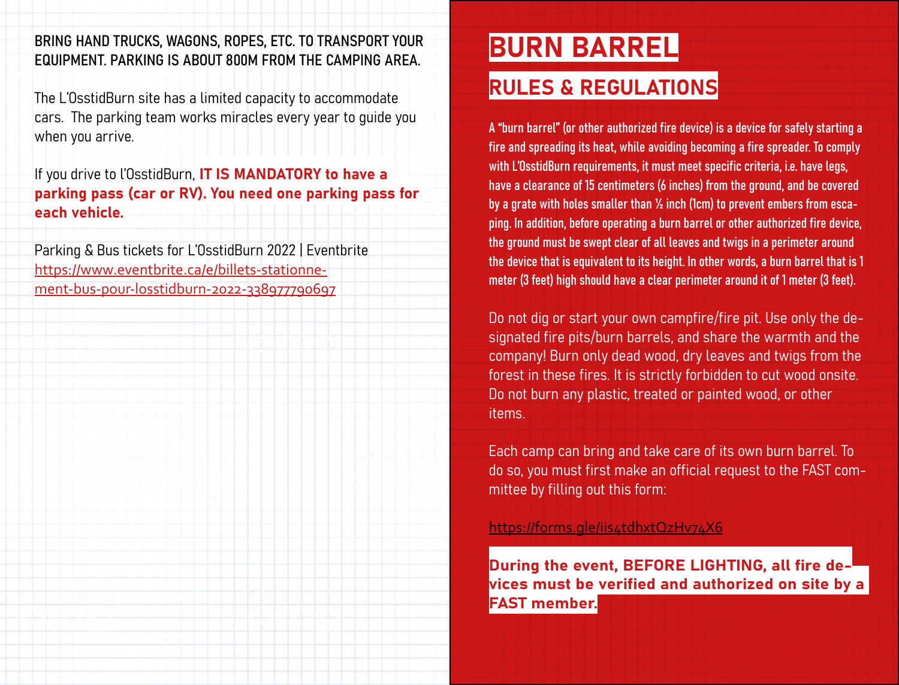**BRING HAND TRUCKS, WAGONS, ROPES, ETC. TO TRANSPORT YOUR EQUIPMENT. PARKING IS ABOUT 800M FROM THE CAMPING AREA.**

The L'OsstidBurn site has a limited capacity to accommodate cars. The parking team works miracles every year to guide you when you arrive.

If you drive to l'OsstidBurn, **IT IS MANDATORY to have a parking pass (car or RV). You need one parking pass for each vehicle.**

Parking & Bus tickets for L'OsstidBurn 2022 | Eventbrite
https://www.eventbrite.ca/e/billets-stationnement-bus-pour-losstidburn-2022-338977790697

# BURN BARREL

## RULES & REGULATIONS

A "burn barrel" (or other authorized fire device) is a device for safely starting a fire and spreading its heat, while avoiding becoming a fire spreader. To comply with L'OsstidBurn requirements, it must meet specific criteria, i.e. have legs, have a clearance of 15 centimeters (6 inches) from the ground, and be covered by a grate with holes smaller than ½ inch (1cm) to prevent embers from escaping. In addition, before operating a burn barrel or other authorized fire device, the ground must be swept clear of all leaves and twigs in a perimeter around the device that is equivalent to its height. In other words, a burn barrel that is 1 meter (3 feet) high should have a clear perimeter around it of 1 meter (3 feet).

Do not dig or start your own campfire/fire pit. Use only the designated fire pits/burn barrels, and share the warmth and the company! Burn only dead wood, dry leaves and twigs from the forest in these fires. It is strictly forbidden to cut wood onsite. Do not burn any plastic, treated or painted wood, or other items.

Each camp can bring and take care of its own burn barrel. To do so, you must first make an official request to the FAST committee by filling out this form:

https://forms.gle/iis4tdhxtQzHv74X6

**During the event, BEFORE LIGHTING, all fire devices must be verified and authorized on site by a FAST member.**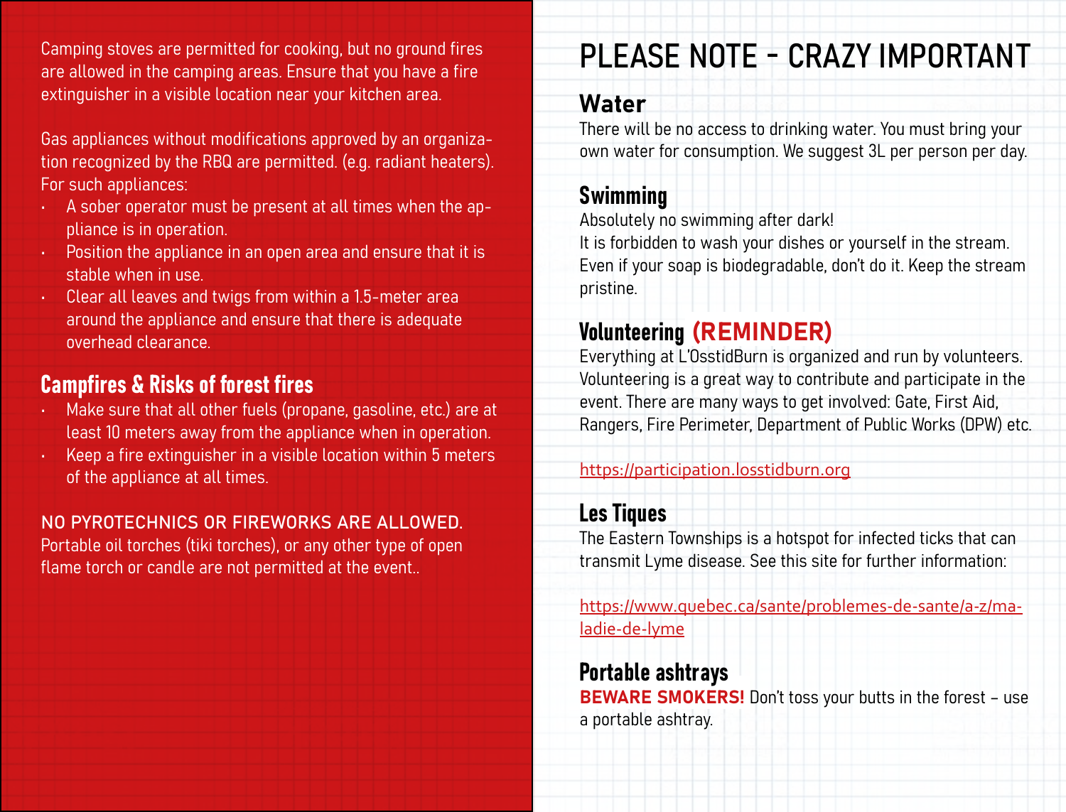Camping stoves are permitted for cooking, but no ground fires are allowed in the camping areas. Ensure that you have a fire extinguisher in a visible location near your kitchen area.

Gas appliances without modifications approved by an organization recognized by the RBQ are permitted. (e.g. radiant heaters). For such appliances:

- A sober operator must be present at all times when the appliance is in operation.
- Position the appliance in an open area and ensure that it is stable when in use.
- Clear all leaves and twigs from within a 1.5-meter area around the appliance and ensure that there is adequate overhead clearance.

## Campfires & Risks of forest fires

- Make sure that all other fuels (propane, gasoline, etc.) are at least 10 meters away from the appliance when in operation.
- Keep a fire extinguisher in a visible location within 5 meters of the appliance at all times.

NO PYROTECHNICS OR FIREWORKS ARE ALLOWED.
Portable oil torches (tiki torches), or any other type of open flame torch or candle are not permitted at the event..

# PLEASE NOTE - CRAZY IMPORTANT

## Water

There will be no access to drinking water. You must bring your own water for consumption. We suggest 3L per person per day.

## Swimming

Absolutely no swimming after dark!
It is forbidden to wash your dishes or yourself in the stream. Even if your soap is biodegradable, don't do it. Keep the stream pristine.

## Volunteering (REMINDER)

Everything at L'OsstidBurn is organized and run by volunteers. Volunteering is a great way to contribute and participate in the event. There are many ways to get involved: Gate, First Aid, Rangers, Fire Perimeter, Department of Public Works (DPW) etc.

https://participation.losstidburn.org

## Les Tiques

The Eastern Townships is a hotspot for infected ticks that can transmit Lyme disease. See this site for further information:

https://www.quebec.ca/sante/problemes-de-sante/a-z/maladie-de-lyme

## Portable ashtrays

**BEWARE SMOKERS!** Don't toss your butts in the forest – use a portable ashtray.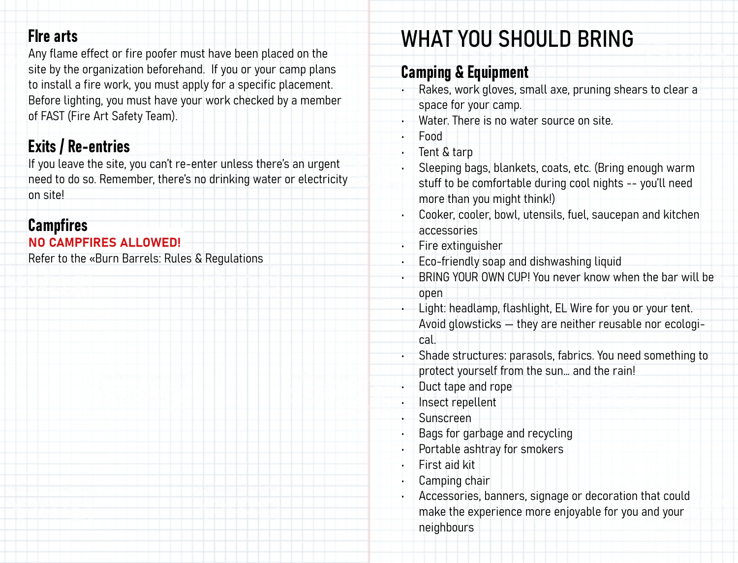### FIre arts

Any flame effect or fire poofer must have been placed on the site by the organization beforehand. If you or your camp plans to install a fire work, you must apply for a specific placement. Before lighting, you must have your work checked by a member of FAST (Fire Art Safety Team).

### Exits / Re-entries

If you leave the site, you can't re-enter unless there's an urgent need to do so. Remember, there's no drinking water or electricity on site!

### Campfires

**NO CAMPFIRES ALLOWED!**

Refer to the «Burn Barrels: Rules & Regulations

# WHAT YOU SHOULD BRING

## Camping & Equipment

- Rakes, work gloves, small axe, pruning shears to clear a space for your camp.
- Water. There is no water source on site.
- Food
- Tent & tarp
- Sleeping bags, blankets, coats, etc. (Bring enough warm stuff to be comfortable during cool nights -- you'll need more than you might think!)
- Cooker, cooler, bowl, utensils, fuel, saucepan and kitchen accessories
- Fire extinguisher
- Eco-friendly soap and dishwashing liquid
- BRING YOUR OWN CUP! You never know when the bar will be open
- Light: headlamp, flashlight, EL Wire for you or your tent. Avoid glowsticks — they are neither reusable nor ecological.
- Shade structures: parasols, fabrics. You need something to protect yourself from the sun… and the rain!
- Duct tape and rope
- Insect repellent
- Sunscreen
- Bags for garbage and recycling
- Portable ashtray for smokers
- First aid kit
- Camping chair
- Accessories, banners, signage or decoration that could make the experience more enjoyable for you and your neighbours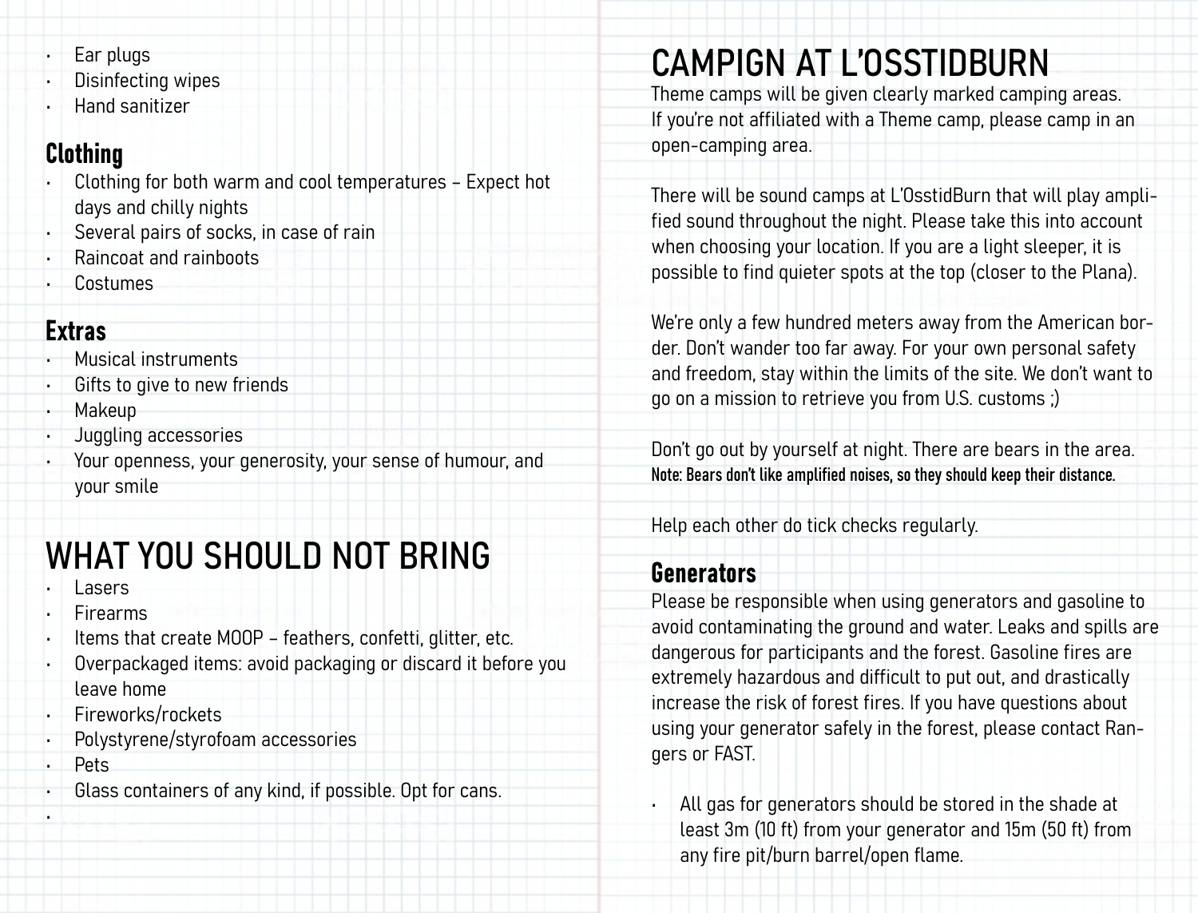- Ear plugs
- Disinfecting wipes
- Hand sanitizer

### Clothing

- Clothing for both warm and cool temperatures – Expect hot days and chilly nights
- Several pairs of socks, in case of rain
- Raincoat and rainboots
- Costumes

### Extras

- Musical instruments
- Gifts to give to new friends
- Makeup
- Juggling accessories
- Your openness, your generosity, your sense of humour, and your smile

## WHAT YOU SHOULD NOT BRING

- Lasers
- Firearms
- Items that create MOOP – feathers, confetti, glitter, etc.
- Overpackaged items: avoid packaging or discard it before you leave home
- Fireworks/rockets
- Polystyrene/styrofoam accessories
- Pets
- Glass containers of any kind, if possible. Opt for cans.

## CAMPIGN AT L'OSSTIDBURN

Theme camps will be given clearly marked camping areas. If you're not affiliated with a Theme camp, please camp in an open-camping area.

There will be sound camps at L'OsstidBurn that will play amplified sound throughout the night. Please take this into account when choosing your location. If you are a light sleeper, it is possible to find quieter spots at the top (closer to the Plana).

We're only a few hundred meters away from the American border. Don't wander too far away. For your own personal safety and freedom, stay within the limits of the site. We don't want to go on a mission to retrieve you from U.S. customs ;)

Don't go out by yourself at night. There are bears in the area. **Note: Bears don't like amplified noises, so they should keep their distance.**

Help each other do tick checks regularly.

### Generators

Please be responsible when using generators and gasoline to avoid contaminating the ground and water. Leaks and spills are dangerous for participants and the forest. Gasoline fires are extremely hazardous and difficult to put out, and drastically increase the risk of forest fires. If you have questions about using your generator safely in the forest, please contact Rangers or FAST.

- All gas for generators should be stored in the shade at least 3m (10 ft) from your generator and 15m (50 ft) from any fire pit/burn barrel/open flame.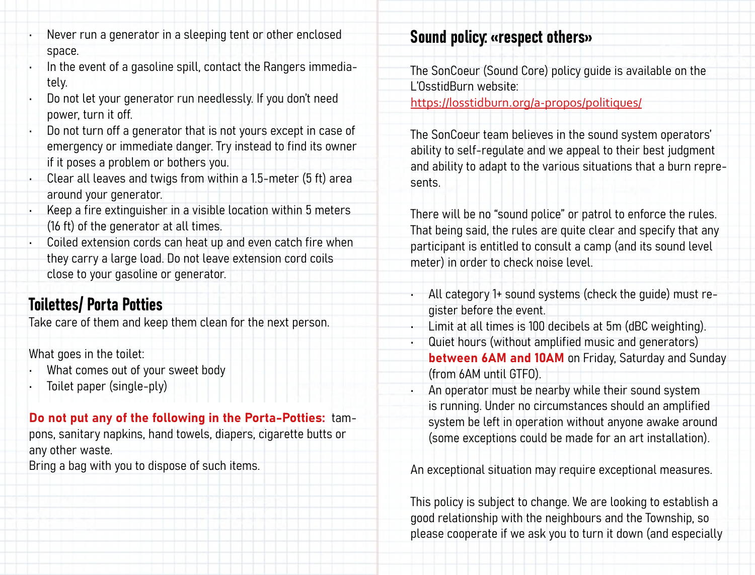- Never run a generator in a sleeping tent or other enclosed space.
- In the event of a gasoline spill, contact the Rangers immediately.
- Do not let your generator run needlessly. If you don't need power, turn it off.
- Do not turn off a generator that is not yours except in case of emergency or immediate danger. Try instead to find its owner if it poses a problem or bothers you.
- Clear all leaves and twigs from within a 1.5-meter (5 ft) area around your generator.
- Keep a fire extinguisher in a visible location within 5 meters (16 ft) of the generator at all times.
- Coiled extension cords can heat up and even catch fire when they carry a large load. Do not leave extension cord coils close to your gasoline or generator.

## Toilettes/ Porta Potties

Take care of them and keep them clean for the next person.

What goes in the toilet:

- What comes out of your sweet body
- Toilet paper (single-ply)

**Do not put any of the following in the Porta-Potties:** tampons, sanitary napkins, hand towels, diapers, cigarette butts or any other waste.
Bring a bag with you to dispose of such items.

## Sound policy: «respect others»

The SonCoeur (Sound Core) policy guide is available on the L'OsstidBurn website:
https://losstidburn.org/a-propos/politiques/

The SonCoeur team believes in the sound system operators' ability to self-regulate and we appeal to their best judgment and ability to adapt to the various situations that a burn represents.

There will be no "sound police" or patrol to enforce the rules. That being said, the rules are quite clear and specify that any participant is entitled to consult a camp (and its sound level meter) in order to check noise level.

- All category 1+ sound systems (check the guide) must register before the event.
- Limit at all times is 100 decibels at 5m (dBC weighting).
- Quiet hours (without amplified music and generators) **between 6AM and 10AM** on Friday, Saturday and Sunday (from 6AM until GTFO).
- An operator must be nearby while their sound system is running. Under no circumstances should an amplified system be left in operation without anyone awake around (some exceptions could be made for an art installation).

An exceptional situation may require exceptional measures.

This policy is subject to change. We are looking to establish a good relationship with the neighbours and the Township, so please cooperate if we ask you to turn it down (and especially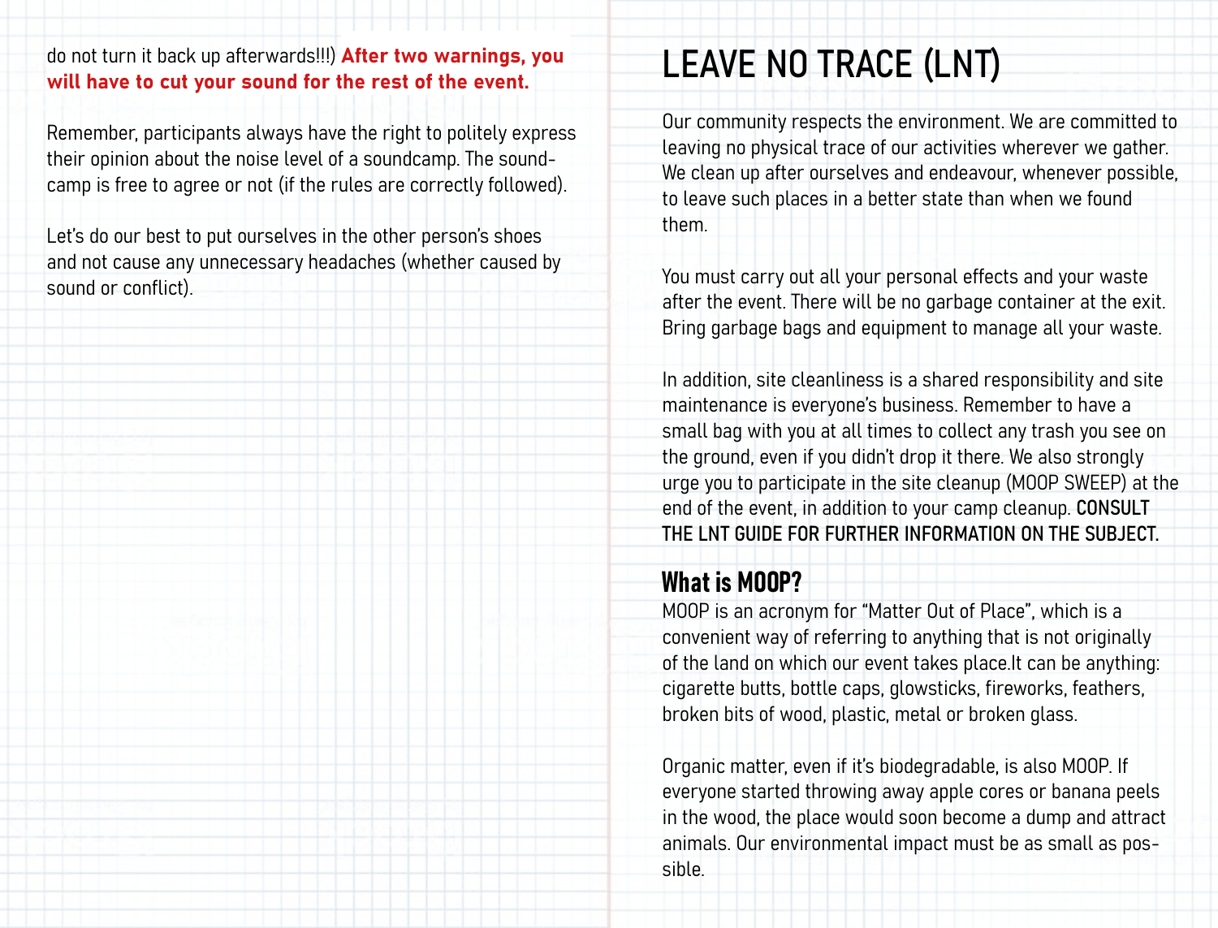do not turn it back up afterwards!!!) **After two warnings, you will have to cut your sound for the rest of the event.**

Remember, participants always have the right to politely express their opinion about the noise level of a soundcamp. The soundcamp is free to agree or not (if the rules are correctly followed).

Let's do our best to put ourselves in the other person's shoes and not cause any unnecessary headaches (whether caused by sound or conflict).

# LEAVE NO TRACE (LNT)

Our community respects the environment. We are committed to leaving no physical trace of our activities wherever we gather. We clean up after ourselves and endeavour, whenever possible, to leave such places in a better state than when we found them.

You must carry out all your personal effects and your waste after the event. There will be no garbage container at the exit. Bring garbage bags and equipment to manage all your waste.

In addition, site cleanliness is a shared responsibility and site maintenance is everyone's business. Remember to have a small bag with you at all times to collect any trash you see on the ground, even if you didn't drop it there. We also strongly urge you to participate in the site cleanup (MOOP SWEEP) at the end of the event, in addition to your camp cleanup. CONSULT THE LNT GUIDE FOR FURTHER INFORMATION ON THE SUBJECT.

## What is MOOP?

MOOP is an acronym for "Matter Out of Place", which is a convenient way of referring to anything that is not originally of the land on which our event takes place.It can be anything: cigarette butts, bottle caps, glowsticks, fireworks, feathers, broken bits of wood, plastic, metal or broken glass.

Organic matter, even if it's biodegradable, is also MOOP. If everyone started throwing away apple cores or banana peels in the wood, the place would soon become a dump and attract animals. Our environmental impact must be as small as possible.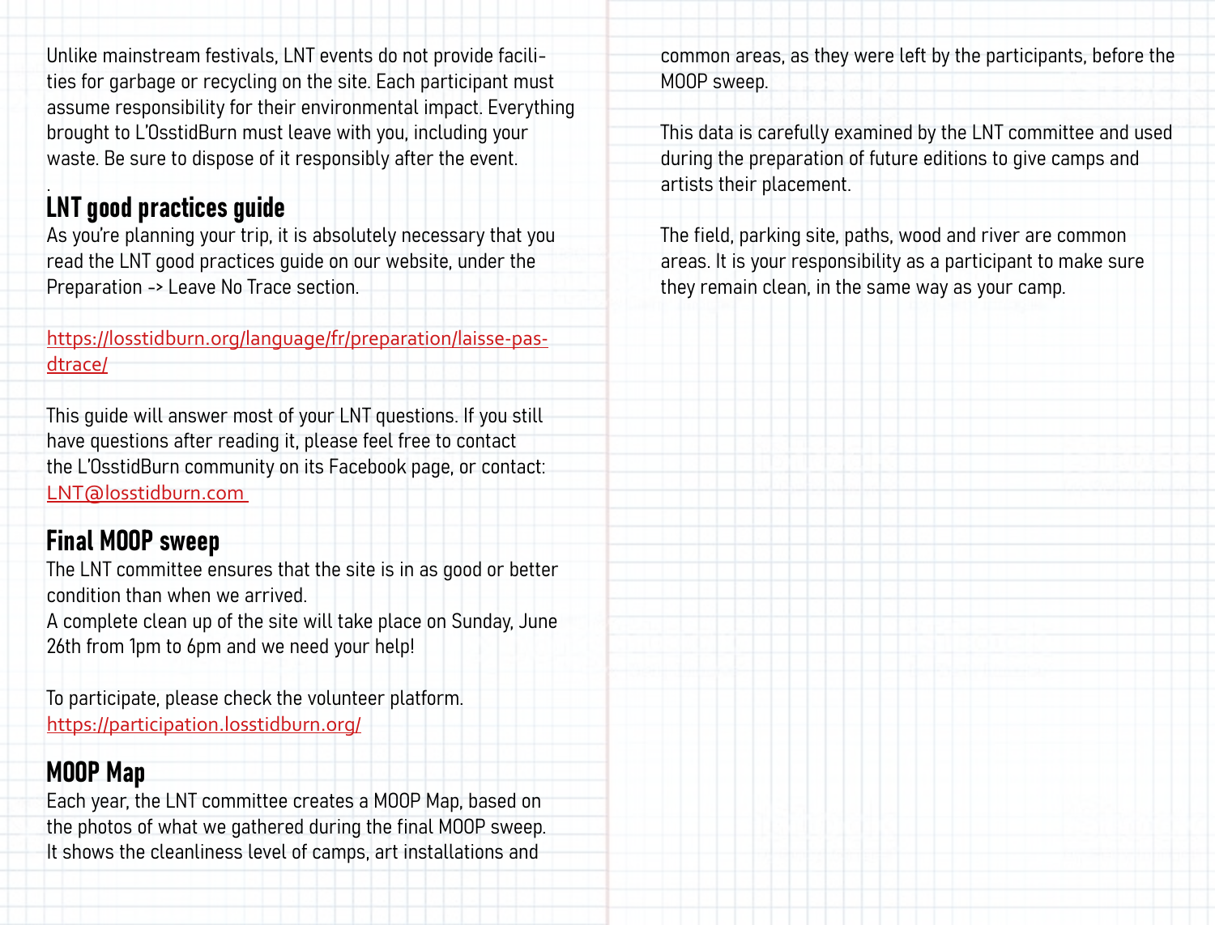Unlike mainstream festivals, LNT events do not provide facilities for garbage or recycling on the site. Each participant must assume responsibility for their environmental impact. Everything brought to L'OsstidBurn must leave with you, including your waste. Be sure to dispose of it responsibly after the event.

.

## LNT good practices guide

As you're planning your trip, it is absolutely necessary that you read the LNT good practices guide on our website, under the Preparation -> Leave No Trace section.

https://losstidburn.org/language/fr/preparation/laisse-pas-dtrace/

This guide will answer most of your LNT questions. If you still have questions after reading it, please feel free to contact the L'OsstidBurn community on its Facebook page, or contact: LNT@losstidburn.com

## Final MOOP sweep

The LNT committee ensures that the site is in as good or better condition than when we arrived.
A complete clean up of the site will take place on Sunday, June 26th from 1pm to 6pm and we need your help!

To participate, please check the volunteer platform.
https://participation.losstidburn.org/

## MOOP Map

Each year, the LNT committee creates a MOOP Map, based on the photos of what we gathered during the final MOOP sweep. It shows the cleanliness level of camps, art installations and common areas, as they were left by the participants, before the MOOP sweep.

This data is carefully examined by the LNT committee and used during the preparation of future editions to give camps and artists their placement.

The field, parking site, paths, wood and river are common areas. It is your responsibility as a participant to make sure they remain clean, in the same way as your camp.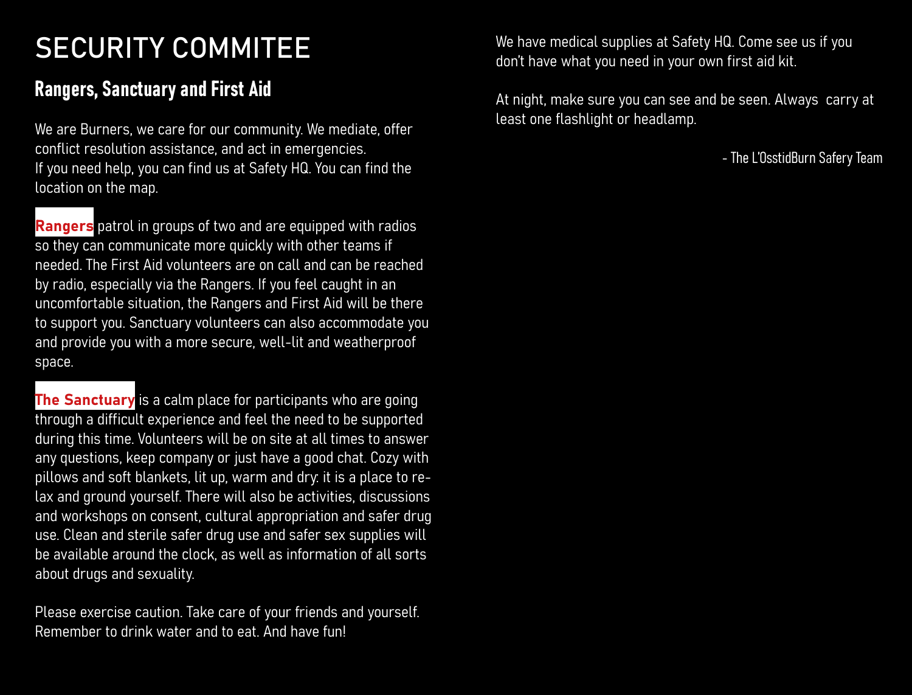# SECURITY COMMITEE

## Rangers, Sanctuary and First Aid

We are Burners, we care for our community. We mediate, offer conflict resolution assistance, and act in emergencies.
If you need help, you can find us at Safety HQ. You can find the location on the map.

**Rangers** patrol in groups of two and are equipped with radios so they can communicate more quickly with other teams if needed. The First Aid volunteers are on call and can be reached by radio, especially via the Rangers. If you feel caught in an uncomfortable situation, the Rangers and First Aid will be there to support you. Sanctuary volunteers can also accommodate you and provide you with a more secure, well-lit and weatherproof space.

**The Sanctuary** is a calm place for participants who are going through a difficult experience and feel the need to be supported during this time. Volunteers will be on site at all times to answer any questions, keep company or just have a good chat. Cozy with pillows and soft blankets, lit up, warm and dry: it is a place to relax and ground yourself. There will also be activities, discussions and workshops on consent, cultural appropriation and safer drug use. Clean and sterile safer drug use and safer sex supplies will be available around the clock, as well as information of all sorts about drugs and sexuality.

Please exercise caution. Take care of your friends and yourself. Remember to drink water and to eat. And have fun!

We have medical supplies at Safety HQ. Come see us if you don't have what you need in your own first aid kit.

At night, make sure you can see and be seen. Always carry at least one flashlight or headlamp.

- The L'OsstidBurn Safery Team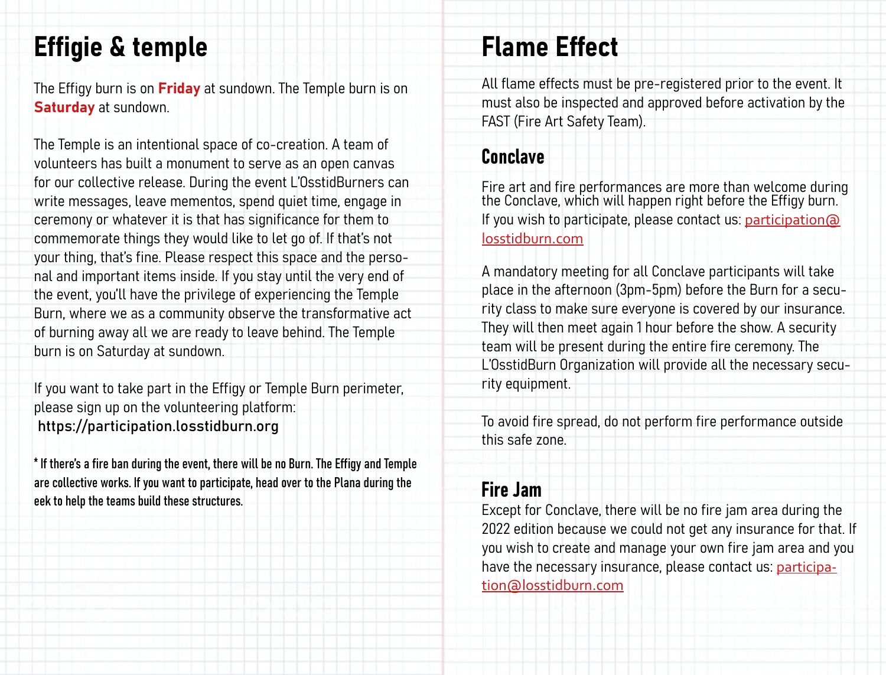# Effigie & temple

The Effigy burn is on **Friday** at sundown. The Temple burn is on **Saturday** at sundown.

The Temple is an intentional space of co-creation. A team of volunteers has built a monument to serve as an open canvas for our collective release. During the event L'OsstidBurners can write messages, leave mementos, spend quiet time, engage in ceremony or whatever it is that has significance for them to commemorate things they would like to let go of. If that's not your thing, that's fine. Please respect this space and the personal and important items inside. If you stay until the very end of the event, you'll have the privilege of experiencing the Temple Burn, where we as a community observe the transformative act of burning away all we are ready to leave behind. The Temple burn is on Saturday at sundown.

If you want to take part in the Effigy or Temple Burn perimeter, please sign up on the volunteering platform:
https://participation.losstidburn.org

**\* If there's a fire ban during the event, there will be no Burn. The Effigy and Temple are collective works. If you want to participate, head over to the Plana during the eek to help the teams build these structures.**

# Flame Effect

All flame effects must be pre-registered prior to the event. It must also be inspected and approved before activation by the FAST (Fire Art Safety Team).

## Conclave

Fire art and fire performances are more than welcome during the Conclave, which will happen right before the Effigy burn. If you wish to participate, please contact us: participation@losstidburn.com

A mandatory meeting for all Conclave participants will take place in the afternoon (3pm-5pm) before the Burn for a security class to make sure everyone is covered by our insurance. They will then meet again 1 hour before the show. A security team will be present during the entire fire ceremony. The L'OsstidBurn Organization will provide all the necessary security equipment.

To avoid fire spread, do not perform fire performance outside this safe zone.

## Fire Jam

Except for Conclave, there will be no fire jam area during the 2022 edition because we could not get any insurance for that. If you wish to create and manage your own fire jam area and you have the necessary insurance, please contact us: participation@losstidburn.com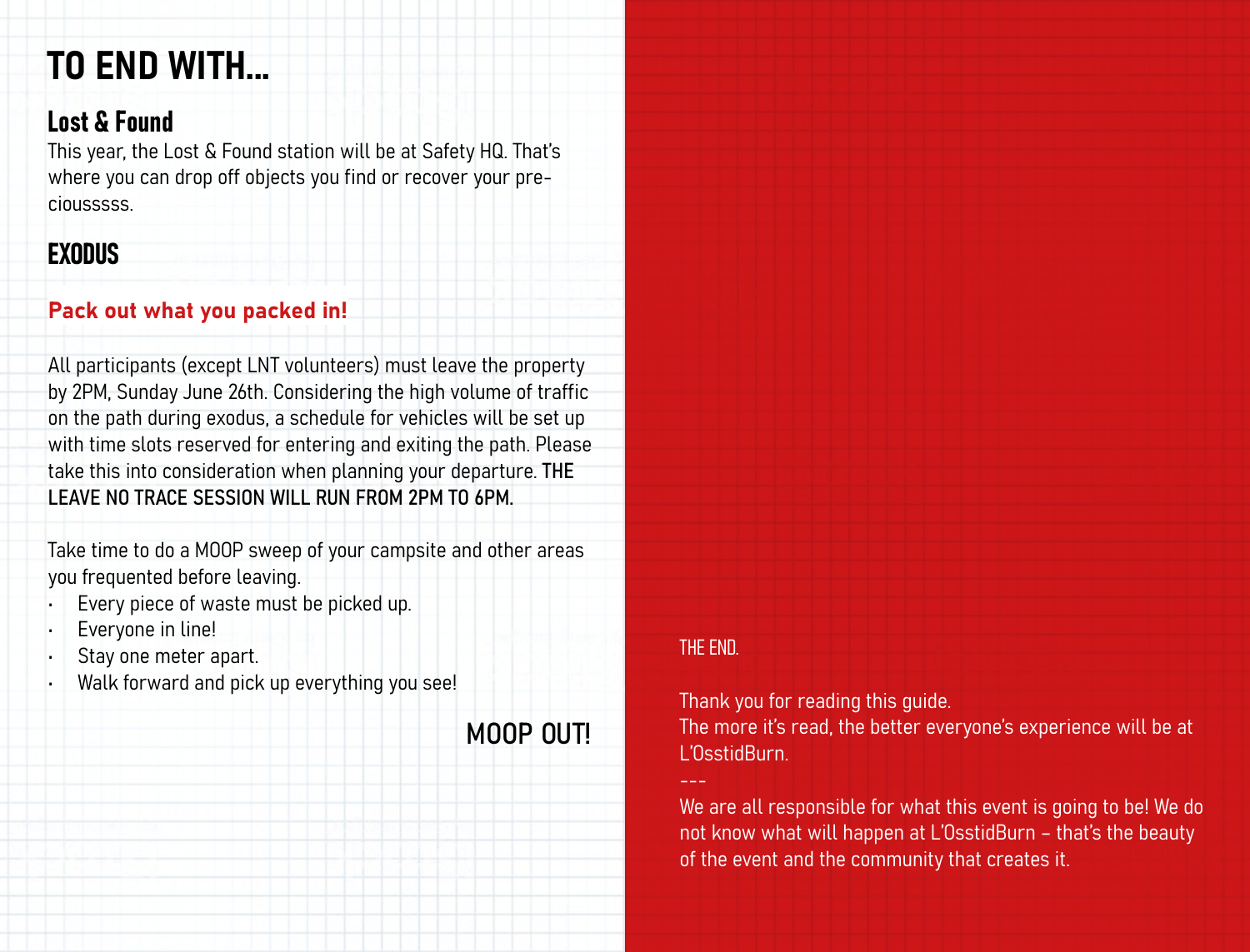# TO END WITH...

## Lost & Found

This year, the Lost & Found station will be at Safety HQ. That's where you can drop off objects you find or recover your preciousssss.

## EXODUS

### Pack out what you packed in!

All participants (except LNT volunteers) must leave the property by 2PM, Sunday June 26th. Considering the high volume of traffic on the path during exodus, a schedule for vehicles will be set up with time slots reserved for entering and exiting the path. Please take this into consideration when planning your departure. **THE LEAVE NO TRACE SESSION WILL RUN FROM 2PM TO 6PM.**

Take time to do a MOOP sweep of your campsite and other areas you frequented before leaving.

- Every piece of waste must be picked up.
- Everyone in line!
- Stay one meter apart.
- Walk forward and pick up everything you see!

**MOOP OUT!**

THE END.

Thank you for reading this guide.
The more it's read, the better everyone's experience will be at L'OsstidBurn.

---

We are all responsible for what this event is going to be! We do not know what will happen at L'OsstidBurn – that's the beauty of the event and the community that creates it.